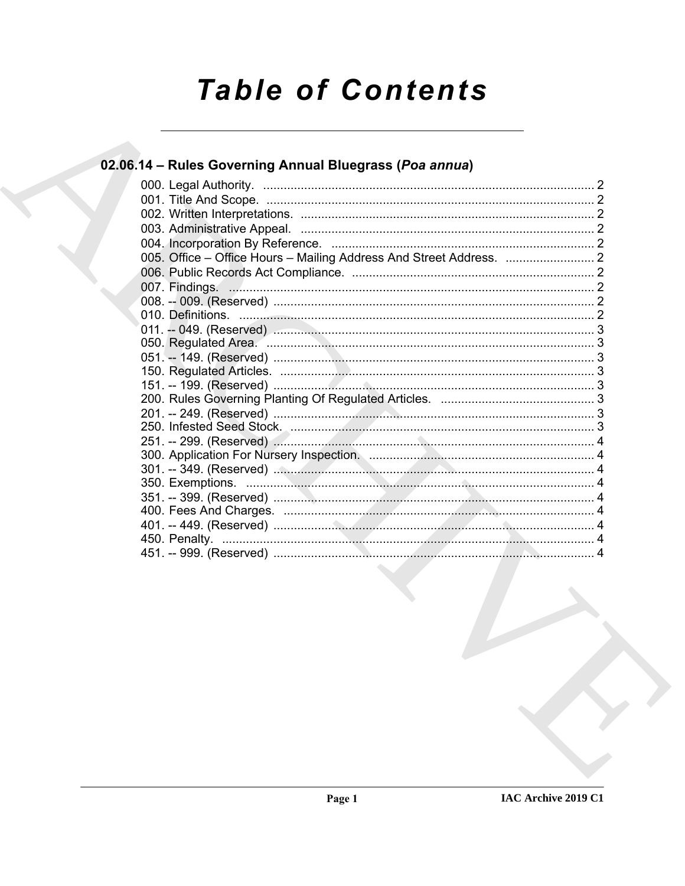# Table of Contents

## 02.06.14 – Rules Governing Annual Bluegrass (*Poa annua*)

000. Legal Authority. ..... 2
001. Title And Scope. ..... 2
002. Written Interpretations. ..... 2
003. Administrative Appeal. ..... 2
004. Incorporation By Reference. ..... 2
005. Office – Office Hours – Mailing Address And Street Address. ..... 2
006. Public Records Act Compliance. ..... 2
007. Findings. ..... 2
008. -- 009. (Reserved) ..... 2
010. Definitions. ..... 2
011. -- 049. (Reserved) ..... 3
050. Regulated Area. ..... 3
051. -- 149. (Reserved) ..... 3
150. Regulated Articles. ..... 3
151. -- 199. (Reserved) ..... 3
200. Rules Governing Planting Of Regulated Articles. ..... 3
201. -- 249. (Reserved) ..... 3
250. Infested Seed Stock. ..... 3
251. -- 299. (Reserved) ..... 4
300. Application For Nursery Inspection. ..... 4
301. -- 349. (Reserved) ..... 4
350. Exemptions. ..... 4
351. -- 399. (Reserved) ..... 4
400. Fees And Charges. ..... 4
401. -- 449. (Reserved) ..... 4
450. Penalty. ..... 4
451. -- 999. (Reserved) ..... 4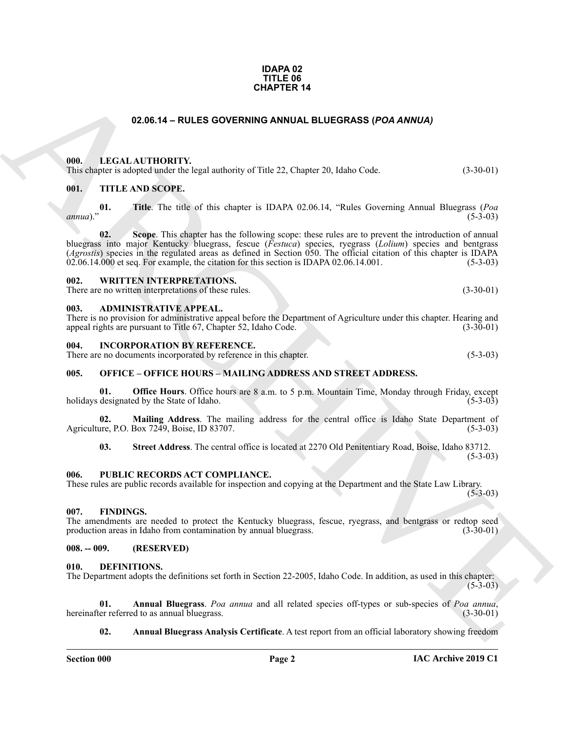**IDAPA 02**
**TITLE 06**
**CHAPTER 14**

## 02.06.14 – RULES GOVERNING ANNUAL BLUEGRASS (*POA ANNUA*)

### 000. LEGAL AUTHORITY.

This chapter is adopted under the legal authority of Title 22, Chapter 20, Idaho Code. (3-30-01)

### 001. TITLE AND SCOPE.

**01. Title**. The title of this chapter is IDAPA 02.06.14, "Rules Governing Annual Bluegrass (*Poa annua*)." (5-3-03)

**02. Scope**. This chapter has the following scope: these rules are to prevent the introduction of annual bluegrass into major Kentucky bluegrass, fescue (*Festuca*) species, ryegrass (*Lolium*) species and bentgrass (*Agrostis*) species in the regulated areas as defined in Section 050. The official citation of this chapter is IDAPA 02.06.14.000 et seq. For example, the citation for this section is IDAPA 02.06.14.001. (5-3-03)

### 002. WRITTEN INTERPRETATIONS.

There are no written interpretations of these rules. (3-30-01)

### 003. ADMINISTRATIVE APPEAL.

There is no provision for administrative appeal before the Department of Agriculture under this chapter. Hearing and appeal rights are pursuant to Title 67, Chapter 52, Idaho Code. (3-30-01)

### 004. INCORPORATION BY REFERENCE.

There are no documents incorporated by reference in this chapter. (5-3-03)

### 005. OFFICE – OFFICE HOURS – MAILING ADDRESS AND STREET ADDRESS.

**01. Office Hours**. Office hours are 8 a.m. to 5 p.m. Mountain Time, Monday through Friday, except holidays designated by the State of Idaho. (5-3-03)

**02. Mailing Address**. The mailing address for the central office is Idaho State Department of Agriculture, P.O. Box 7249, Boise, ID 83707. (5-3-03)

**03. Street Address**. The central office is located at 2270 Old Penitentiary Road, Boise, Idaho 83712. (5-3-03)

### 006. PUBLIC RECORDS ACT COMPLIANCE.

These rules are public records available for inspection and copying at the Department and the State Law Library. (5-3-03)

### 007. FINDINGS.

The amendments are needed to protect the Kentucky bluegrass, fescue, ryegrass, and bentgrass or redtop seed production areas in Idaho from contamination by annual bluegrass. (3-30-01)

### 008. -- 009. (RESERVED)

### 010. DEFINITIONS.

The Department adopts the definitions set forth in Section 22-2005, Idaho Code. In addition, as used in this chapter: (5-3-03)

**01. Annual Bluegrass**. *Poa annua* and all related species off-types or sub-species of *Poa annua*, hereinafter referred to as annual bluegrass. (3-30-01)

**02. Annual Bluegrass Analysis Certificate**. A test report from an official laboratory showing freedom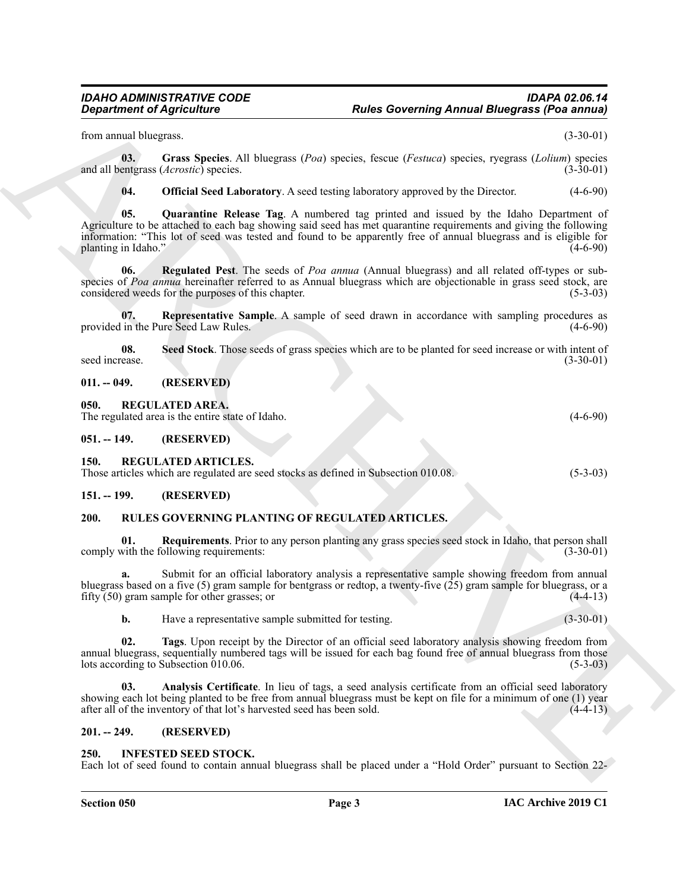from annual bluegrass. (3-30-01)

**03. Grass Species**. All bluegrass (*Poa*) species, fescue (*Festuca*) species, ryegrass (*Lolium*) species and all bentgrass (*Acrostic*) species. (3-30-01)

**04. Official Seed Laboratory**. A seed testing laboratory approved by the Director. (4-6-90)

**05. Quarantine Release Tag**. A numbered tag printed and issued by the Idaho Department of Agriculture to be attached to each bag showing said seed has met quarantine requirements and giving the following information: "This lot of seed was tested and found to be apparently free of annual bluegrass and is eligible for planting in Idaho." (4-6-90)

**06. Regulated Pest**. The seeds of *Poa annua* (Annual bluegrass) and all related off-types or subspecies of *Poa annua* hereinafter referred to as Annual bluegrass which are objectionable in grass seed stock, are considered weeds for the purposes of this chapter. (5-3-03)

**07. Representative Sample**. A sample of seed drawn in accordance with sampling procedures as provided in the Pure Seed Law Rules. (4-6-90)

**08. Seed Stock**. Those seeds of grass species which are to be planted for seed increase or with intent of seed increase. (3-30-01)

## 011. -- 049. (RESERVED)

## 050. REGULATED AREA.

The regulated area is the entire state of Idaho. (4-6-90)

## 051. -- 149. (RESERVED)

## 150. REGULATED ARTICLES.

Those articles which are regulated are seed stocks as defined in Subsection 010.08. (5-3-03)

## 151. -- 199. (RESERVED)

## 200. RULES GOVERNING PLANTING OF REGULATED ARTICLES.

**01. Requirements**. Prior to any person planting any grass species seed stock in Idaho, that person shall comply with the following requirements: (3-30-01)

**a.** Submit for an official laboratory analysis a representative sample showing freedom from annual bluegrass based on a five (5) gram sample for bentgrass or redtop, a twenty-five (25) gram sample for bluegrass, or a fifty (50) gram sample for other grasses; or (4-4-13)

**b.** Have a representative sample submitted for testing. (3-30-01)

**02. Tags**. Upon receipt by the Director of an official seed laboratory analysis showing freedom from annual bluegrass, sequentially numbered tags will be issued for each bag found free of annual bluegrass from those lots according to Subsection 010.06. (5-3-03)

**03. Analysis Certificate**. In lieu of tags, a seed analysis certificate from an official seed laboratory showing each lot being planted to be free from annual bluegrass must be kept on file for a minimum of one (1) year after all of the inventory of that lot's harvested seed has been sold. (4-4-13)

## 201. -- 249. (RESERVED)

## 250. INFESTED SEED STOCK.

Each lot of seed found to contain annual bluegrass shall be placed under a "Hold Order" pursuant to Section 22-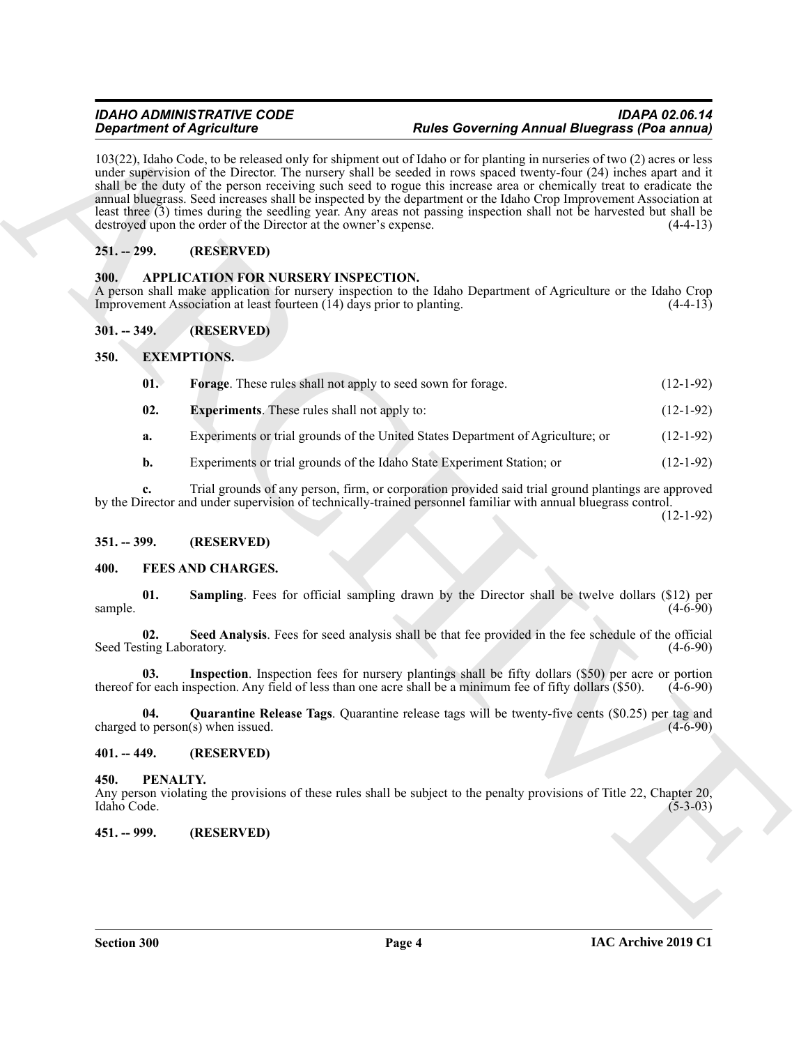103(22), Idaho Code, to be released only for shipment out of Idaho or for planting in nurseries of two (2) acres or less under supervision of the Director. The nursery shall be seeded in rows spaced twenty-four (24) inches apart and it shall be the duty of the person receiving such seed to rogue this increase area or chemically treat to eradicate the annual bluegrass. Seed increases shall be inspected by the department or the Idaho Crop Improvement Association at least three (3) times during the seedling year. Any areas not passing inspection shall not be harvested but shall be destroyed upon the order of the Director at the owner's expense. (4-4-13)

### 251. -- 299. (RESERVED)

### 300. APPLICATION FOR NURSERY INSPECTION.

A person shall make application for nursery inspection to the Idaho Department of Agriculture or the Idaho Crop Improvement Association at least fourteen (14) days prior to planting. (4-4-13)

### 301. -- 349. (RESERVED)

### 350. EXEMPTIONS.

**01. Forage**. These rules shall not apply to seed sown for forage. (12-1-92)

**02. Experiments**. These rules shall not apply to: (12-1-92)

**a.** Experiments or trial grounds of the United States Department of Agriculture; or (12-1-92)

**b.** Experiments or trial grounds of the Idaho State Experiment Station; or (12-1-92)

**c.** Trial grounds of any person, firm, or corporation provided said trial ground plantings are approved by the Director and under supervision of technically-trained personnel familiar with annual bluegrass control. (12-1-92)

### 351. -- 399. (RESERVED)

### 400. FEES AND CHARGES.

**01. Sampling**. Fees for official sampling drawn by the Director shall be twelve dollars ($12) per sample. (4-6-90)

**02. Seed Analysis**. Fees for seed analysis shall be that fee provided in the fee schedule of the official Seed Testing Laboratory. (4-6-90)

**03. Inspection**. Inspection fees for nursery plantings shall be fifty dollars ($50) per acre or portion thereof for each inspection. Any field of less than one acre shall be a minimum fee of fifty dollars ($50). (4-6-90)

**04. Quarantine Release Tags**. Quarantine release tags will be twenty-five cents ($0.25) per tag and charged to person(s) when issued. (4-6-90)

### 401. -- 449. (RESERVED)

### 450. PENALTY.

Any person violating the provisions of these rules shall be subject to the penalty provisions of Title 22, Chapter 20, Idaho Code. (5-3-03)

### 451. -- 999. (RESERVED)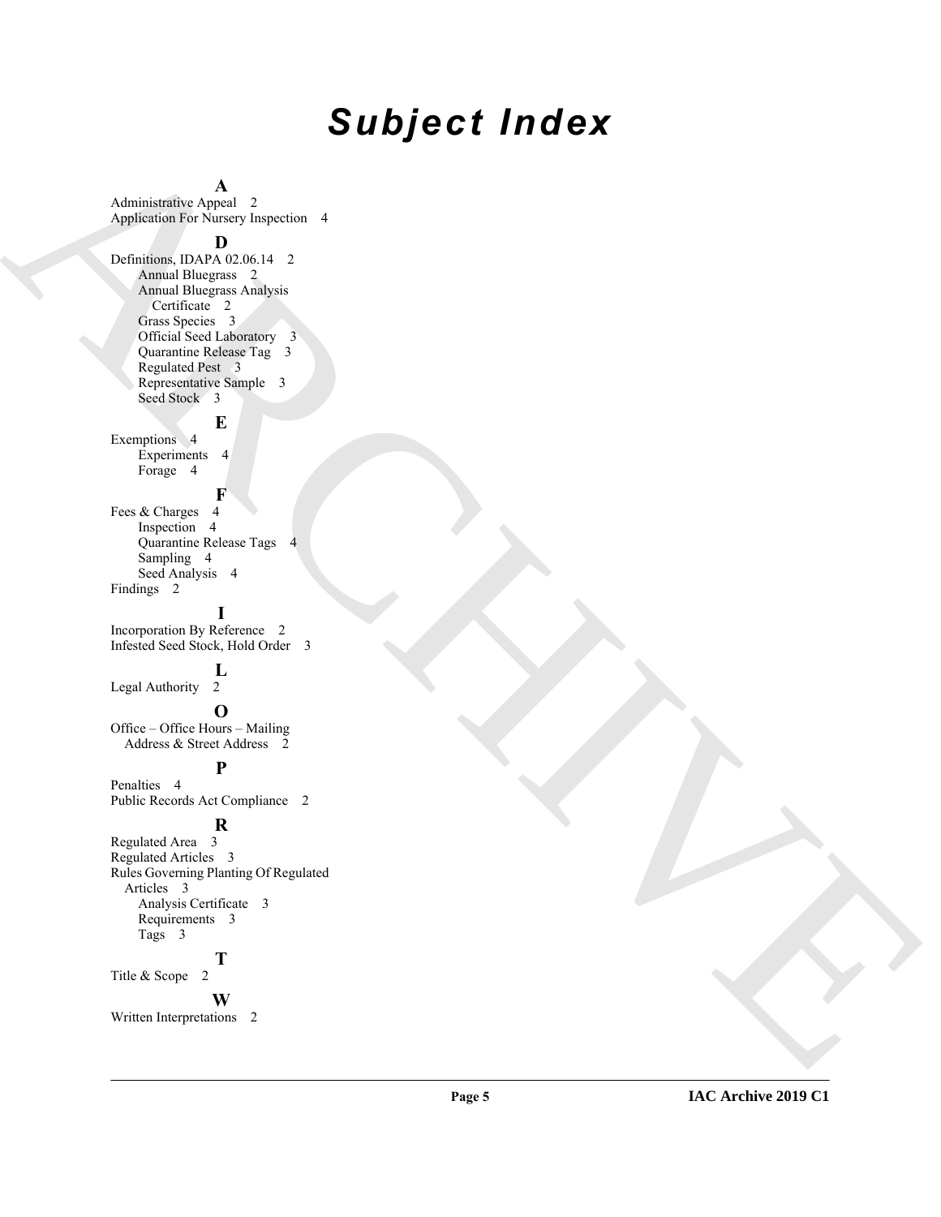# Subject Index

**A**

Administrative Appeal 2
Application For Nursery Inspection 4

**D**

Definitions, IDAPA 02.06.14 2
- Annual Bluegrass 2
- Annual Bluegrass Analysis Certificate 2
- Grass Species 3
- Official Seed Laboratory 3
- Quarantine Release Tag 3
- Regulated Pest 3
- Representative Sample 3
- Seed Stock 3

**E**

Exemptions 4
- Experiments 4
- Forage 4

**F**

Fees & Charges 4
- Inspection 4
- Quarantine Release Tags 4
- Sampling 4
- Seed Analysis 4

Findings 2

**I**

Incorporation By Reference 2
Infested Seed Stock, Hold Order 3

**L**

Legal Authority 2

**O**

Office – Office Hours – Mailing Address & Street Address 2

**P**

Penalties 4
Public Records Act Compliance 2

**R**

Regulated Area 3
Regulated Articles 3
Rules Governing Planting Of Regulated Articles 3
- Analysis Certificate 3
- Requirements 3
- Tags 3

**T**

Title & Scope 2

**W**

Written Interpretations 2